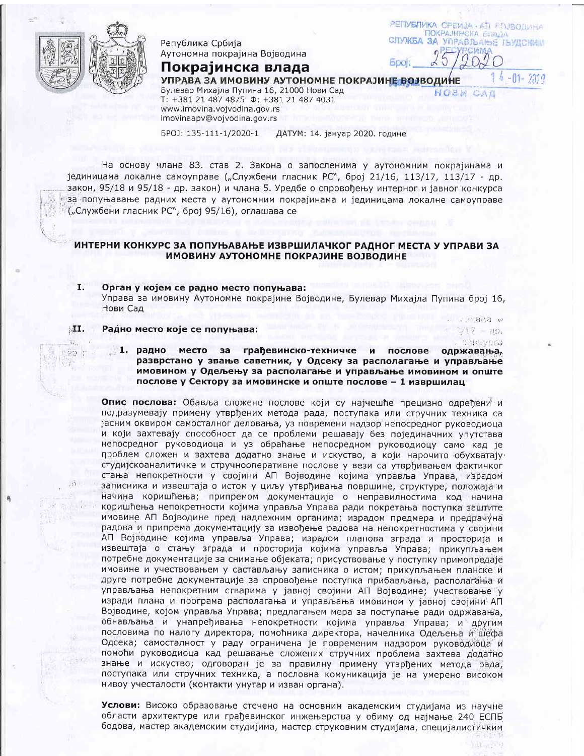Република Србија
Аутономна покрајина Војводина

**Покрајинска влада**

**УПРАВА ЗА ИМОВИНУ АУТОНОМНЕ ПОКРАЈИНЕ ВОЈВОДИНЕ**
Булевар Михајла Пупина 16, 21000 Нови Сад
Т: +381 21 487 4875 Ф: +381 21 487 4031
www.imovina.vojvodina.gov.rs
imovinaapv@vojvodina.gov.rs

БРОЈ: 135-111-1/2020-1 ДАТУМ: 14. јануар 2020. године

РЕПУБЛИКА СРБИЈА - АП ВОЈВОДИНА
ПОКРАЈИНСКА ВЛАДА
СЛУЖБА ЗА УПРАВЉАЊЕ ЉУДСКИМ РЕСУРСИМА
Број: 25/2020
14-01-2020
НОВИ САД

На основу члана 83. став 2. Закона о запосленима у аутономним покрајинама и јединицама локалне самоуправе („Службени гласник РС", број 21/16, 113/17, 113/17 - др. закон, 95/18 и 95/18 - др. закон) и члана 5. Уредбе о спровођењу интерног и јавног конкурса за попуњавање радних места у аутономним покрајинама и јединицама локалне самоуправе („Службени гласник РС", број 95/16), оглашава се

## ИНТЕРНИ КОНКУРС ЗА ПОПУЊАВАЊЕ ИЗВРШИЛАЧКОГ РАДНОГ МЕСТА У УПРАВИ ЗА ИМОВИНУ АУТОНОМНЕ ПОКРАЈИНЕ ВОЈВОДИНЕ

### I. Орган у којем се радно место попуњава:

Управа за имовину Аутономне покрајине Војводине, Булевар Михајла Пупина број 16, Нови Сад

### II. Радно место које се попуњава:

**1. радно место за грађевинско-техничке и послове одржавања, разврстано у звање саветник, у Одсеку за располагање и управљање имовином у Одељењу за располагање и управљање имовином и опште послове у Сектору за имовинске и опште послове – 1 извршилац**

**Опис послова:** Обавља сложене послове који су најчешће прецизно одређени и подразумевају примену утврђених метода рада, поступака или стручних техника са јасним оквиром самосталног деловања, уз повремени надзор непосредног руководиоца и који захтевају способност да се проблеми решавају без појединачних упутстава непосредног руководиоца и уз обраћање непосредном руководиоцу само кад је проблем сложен и захтева додатно знање и искуство, а који нарочито обухватају студијскоаналитичке и стручнооперативне послове у вези са утврђивањем фактичког стања непокретности у својини АП Војводине којима управља Управа, израдом записника и извештаја о истом у циљу утврђивања површине, структуре, положаја и начина коришћења; припремом документације о неправилностима код начина коришћења непокретности којима управља Управа ради покретања поступка заштите имовине АП Војводине пред надлежним органима; израдом предмера и предрачуна радова и припрема документацију за извођење радова на непокретностима у својини АП Војводине којима управља Управа; израдом планова зграда и просторија и извештаја о стању зграда и просторија којима управља Управа; прикупљањем потребне документације за снимање објеката; присуствовање у поступку примопредаје имовине и учествовањем у састављању записника о истом; прикупљањем планске и друге потребне документације за спровођење поступка прибављања, располагања и управљања непокретним стварима у јавној својини АП Војводине; учествовање у изради плана и програма располагања и управљања имовином у јавној својини АП Војводине, којом управља Управа; предлагањем мера за поступање ради одржавања, обнављања и унапређивања непокретности којима управља Управа; и другим пословима по налогу директора, помоћника директора, начелника Одељења и шефа Одсека; самосталност у раду ограничена је повременим надзором руководиоца и помоћи руководиоца кад решавање сложених стручних проблема захтева додатно знање и искуство; одговоран је за правилну примену утврђених метода рада, поступака или стручних техника, а пословна комуникација је на умерено високом нивоу учесталости (контакти унутар и изван органа).

**Услови:** Високо образовање стечено на основним академским студијама из научне области архитектуре или грађевинског инжењерства у обиму од најмање 240 ЕСПБ бодова, мастер академским студијама, мастер струковним студијама, специјалистичким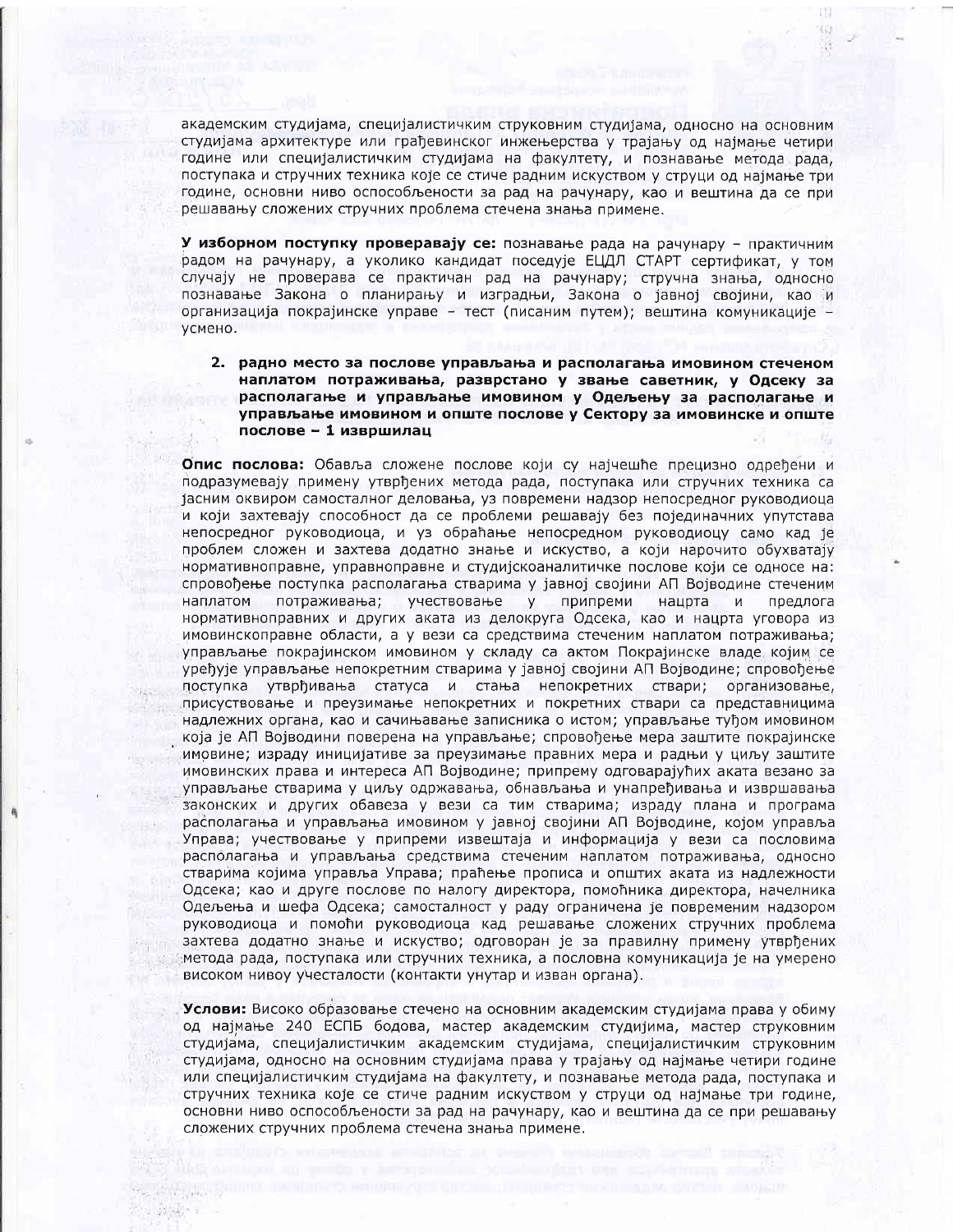академским студијама, специјалистичким струковним студијама, односно на основним студијама архитектуре или грађевинског инжењерства у трајању од најмање четири године или специјалистичким студијама на факултету, и познавање метода рада, поступака и стручних техника које се стиче радним искуством у струци од најмање три године, основни ниво оспособљености за рад на рачунару, као и вештина да се при решавању сложених стручних проблема стечена знања примене.

**У изборном поступку проверавају се:** познавање рада на рачунару – практичним радом на рачунару, а уколико кандидат поседује ЕЦДЛ СТАРТ сертификат, у том случају не проверава се практичан рад на рачунару; стручна знања, односно познавање Закона о планирању и изградњи, Закона о јавној својини, као и организација покрајинске управе – тест (писаним путем); вештина комуникације – усмено.

**2. радно место за послове управљања и располагања имовином стеченом наплатом потраживања, разврстано у звање саветник, у Одсеку за располагање и управљање имовином у Одељењу за располагање и управљање имовином и опште послове у Сектору за имовинске и опште послове – 1 извршилац**

**Опис послова:** Обавља сложене послове који су најчешће прецизно одређени и подразумевају примену утврђених метода рада, поступака или стручних техника са јасним оквиром самосталног деловања, уз повремени надзор непосредног руководиоца и који захтевају способност да се проблеми решавају без појединачних упутстава непосредног руководиоца, и уз обраћање непосредном руководиоцу само кад је проблем сложен и захтева додатно знање и искуство, а који нарочито обухватају нормативноправне, управноправне и студијскоаналитичке послове који се односе на: спровођење поступка располагања стварима у јавној својини АП Војводине стеченим наплатом потраживања; учествовање у припреми нацрта и предлога нормативноправних и других аката из делокруга Одсека, као и нацрта уговора из имовинскоправне области, а у вези са средствима стеченим наплатом потраживања; управљање покрајинском имовином у складу са актом Покрајинске владе којим се уређује управљање непокретним стварима у јавној својини АП Војводине; спровођење поступка утврђивања статуса и стања непокретних ствари; организовање, присуствовање и преузимање непокретних и покретних ствари са представницима надлежних органа, као и сачињавање записника о истом; управљање туђом имовином која је АП Војводини поверена на управљање; спровођење мера заштите покрајинске имовине; израду иницијативе за преузимање правних мера и радњи у циљу заштите имовинских права и интереса АП Војводине; припрему одговарајућих аката везано за управљање стварима у циљу одржавања, обнављања и унапређивања и извршавања законских и других обавеза у вези са тим стварима; израду плана и програма располагања и управљања имовином у јавној својини АП Војводине, којом управља Управа; учествовање у припреми извештаја и информација у вези са пословима располагања и управљања средствима стеченим наплатом потраживања, односно стварима којима управља Управа; праћење прописа и општих аката из надлежности Одсека; као и друге послове по налогу директора, помоћника директора, начелника Одељења и шефа Одсека; самосталност у раду ограничена је повременим надзором руководиоца и помоћи руководиоца кад решавање сложених стручних проблема захтева додатно знање и искуство; одговоран је за правилну примену утврђених метода рада, поступака или стручних техника, а пословна комуникација је на умерено високом нивоу учесталости (контакти унутар и изван органа).

**Услови:** Високо образовање стечено на основним академским студијама права у обиму од најмање 240 ЕСПБ бодова, мастер академским студијама, мастер струковним студијама, специјалистичким академским студијама, специјалистичким струковним студијама, односно на основним студијама права у трајању од најмање четири године или специјалистичким студијама на факултету, и познавање метода рада, поступака и стручних техника које се стиче радним искуством у струци од најмање три године, основни ниво оспособљености за рад на рачунару, као и вештина да се при решавању сложених стручних проблема стечена знања примене.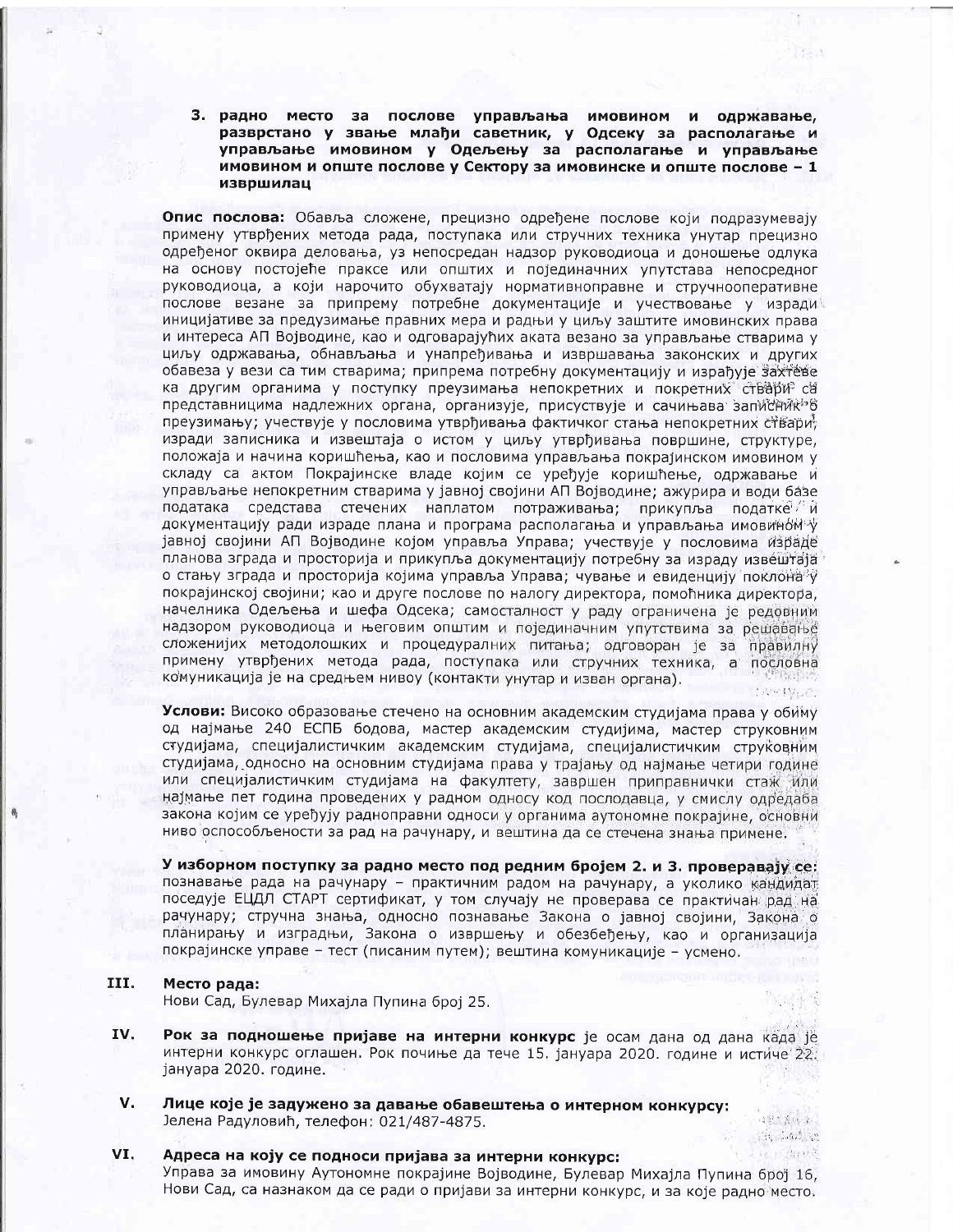3. **радно место за послове управљања имовином и одржавање, разврстано у звање млађи саветник, у Одсеку за располагање и управљање имовином у Одељењу за располагање и управљање имовином и опште послове у Сектору за имовинске и опште послове – 1 извршилац**

**Опис послова:** Обавља сложене, прецизно одређене послове који подразумевају примену утврђених метода рада, поступака или стручних техника унутар прецизно одређеног оквира деловања, уз непосредан надзор руководиоца и доношење одлука на основу постојеће праксе или општих и појединачних упутстава непосредног руководиоца, а који нарочито обухватају нормативноправне и стручнооперативне послове везане за припрему потребне документације и учествовање у изради иницијативе за предузимање правних мера и радњи у циљу заштите имовинских права и интереса АП Војводине, као и одговарајућих аката везано за управљање стварима у циљу одржавања, обнављања и унапређивања и извршавања законских и других обавеза у вези са тим стварима; припрема потребну документацију и израђује захтеве ка другим органима у поступку преузимања непокретних и покретних ствари са представницима надлежних органа, организује, присуствује и сачињава записник о преузимању; учествује у пословима утврђивања фактичког стања непокретних ствари, изради записника и извештаја о истом у циљу утврђивања површине, структуре, положаја и начина коришћења, као и пословима управљања покрајинском имовином у складу са актом Покрајинске владе којим се уређује коришћење, одржавање и управљање непокретним стварима у јавној својини АП Војводине; ажурира и води базе података средстава стечених наплатом потраживања; прикупља податке и документацију ради израде плана и програма располагања и управљања имовином у јавној својини АП Војводине којом управља Управа; учествује у пословима израде планова зграда и просторија и прикупља документацију потребну за израду извештаја о стању зграда и просторија којима управља Управа; чување и евиденцију поклона у покрајинској својини; као и друге послове по налогу директора, помоћника директора, начелника Одељења и шефа Одсека; самосталност у раду ограничена је редовним надзором руководиоца и његовим општим и појединачним упутствима за решавање сложенијих методолошких и процедуралних питања; одговоран је за правилну примену утврђених метода рада, поступака или стручних техника, а пословна комуникација је на средњем нивоу (контакти унутар и изван органа).

**Услови:** Високо образовање стечено на основним академским студијама права у обиму од најмање 240 ЕСПБ бодова, мастер академским студијама, мастер струковним студијама, специјалистичким академским студијама, специјалистичким струковним студијама, односно на основним студијама права у трајању од најмање четири године или специјалистичким студијама на факултету, завршен приправнички стаж или најмање пет година проведених у радном односу код послодавца, у смислу одредаба закона којим се уређују радноправни односи у органима аутономне покрајине, основни ниво оспособљености за рад на рачунару, и вештина да се стечена знања примене.

**У изборном поступку за радно место под редним бројем 2. и 3. проверавају се:** познавање рада на рачунару – практичним радом на рачунару, а уколико кандидат поседује ЕЦДЛ СТАРТ сертификат, у том случају не проверава се практичан рад на рачунару; стручна знања, односно познавање Закона о јавној својини, Закона о планирању и изградњи, Закона о извршењу и обезбеђењу, као и организација покрајинске управе – тест (писаним путем); вештина комуникације – усмено.

## III. Место рада:

Нови Сад, Булевар Михајла Пупина број 25.

## IV. Рок за подношење пријаве на интерни конкурс

**Рок за подношење пријаве на интерни конкурс** је осам дана од дана када је интерни конкурс оглашен. Рок почиње да тече 15. јануара 2020. године и истиче 22. јануара 2020. године.

## V. Лице које је задужено за давање обавештења о интерном конкурсу:

Јелена Радуловић, телефон: 021/487-4875.

## VI. Адреса на коју се подноси пријава за интерни конкурс:

Управа за имовину Аутономне покрајине Војводине, Булевар Михајла Пупина број 16, Нови Сад, са назнаком да се ради о пријави за интерни конкурс, и за које радно место.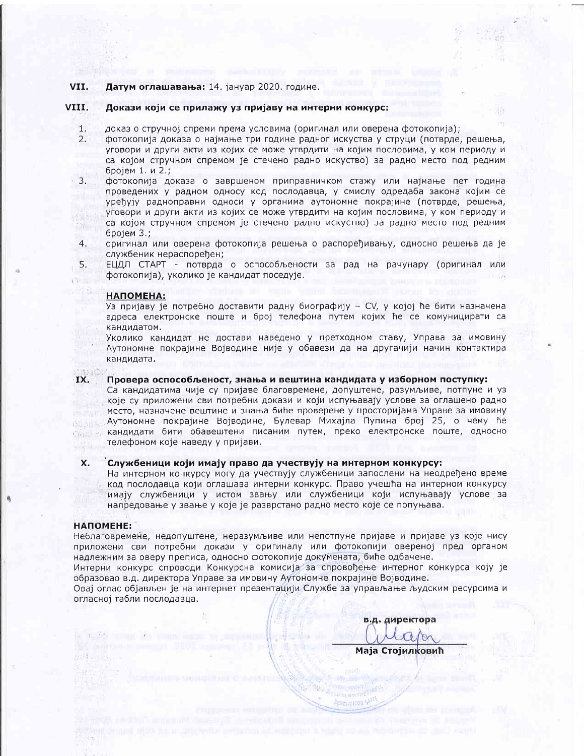**VII. Датум оглашавања:** 14. јануар 2020. године.

**VIII. Докази који се прилажу уз пријаву на интерни конкурс:**

1. доказ о стручној спреми према условима (оригинал или оверена фотокопија);
2. фотокопија доказа о најмање три године радног искуства у струци (потврде, решења, уговори и други акти из којих се може утврдити на којим пословима, у ком периоду и са којом стручном спремом је стечено радно искуство) за радно место под редним бројем 1. и 2.;
3. фотокопија доказа о завршеном приправничком стажу или најмање пет година проведених у радном односу код послодавца, у смислу одредаба закона којим се уређују радноправни односи у органима аутономне покрајине (потврде, решења, уговори и други акти из којих се може утврдити на којим пословима, у ком периоду и са којом стручном спремом је стечено радно искуство) за радно место под редним бројем 3.;
4. оригинал или оверена фотокопија решења о распоређивању, односно решења да је службеник нераспоређен;
5. ЕЦДЛ СТАРТ - потврда о оспособљености за рад на рачунару (оригинал или фотокопија), уколико је кандидат поседује.

**НАПОМЕНА:**

Уз пријаву је потребно доставити радну биографију – CV, у којој ће бити назначена адреса електронске поште и број телефона путем којих ће се комуницирати са кандидатом.

Уколико кандидат не достави наведено у претходном ставу, Управа за имовину Аутономне покрајине Војводине није у обавези да на другачији начин контактира кандидата.

**IX. Провера оспособљеност, знања и вештина кандидата у изборном поступку:**

Са кандидатима чије су пријаве благовремене, допуштене, разумљиве, потпуне и уз које су приложени сви потребни докази и који испуњавају услове за оглашено радно место, назначене вештине и знања биће проверене у просторијама Управе за имовину Аутономне покрајине Војводине, Булевар Михајла Пупина број 25, о чему ће кандидати бити обавештени писаним путем, преко електронске поште, односно телефоном које наведу у пријави.

**X. Службеници који имају право да учествују на интерном конкурсу:**

На интерном конкурсу могу да учествују службеници запослени на неодређено време код послодавца који оглашава интерни конкурс. Право учешћа на интерном конкурсу имају службеници у истом звању или службеници који испуњавају услове за напредовање у звање у које је разврстано радно место које се попуњава.

**НАПОМЕНЕ:**

Неблаговремене, недопуштене, неразумљиве или непотпуне пријаве и пријаве уз које нису приложени сви потребни докази у оригиналу или фотокопији овереној пред органом надлежним за оверу преписа, односно фотокопије докумената, биће одбачене.

Интерни конкурс спроводи Конкурсна комисија за спровођење интерног конкурса коју је образовао в.д. директора Управе за имовину Аутономне покрајине Војводине.

Овај оглас објављен је на интернет презентацији Службе за управљање људским ресурсима и огласној табли послодавца.

в.д. директора

Маја Стојилковић